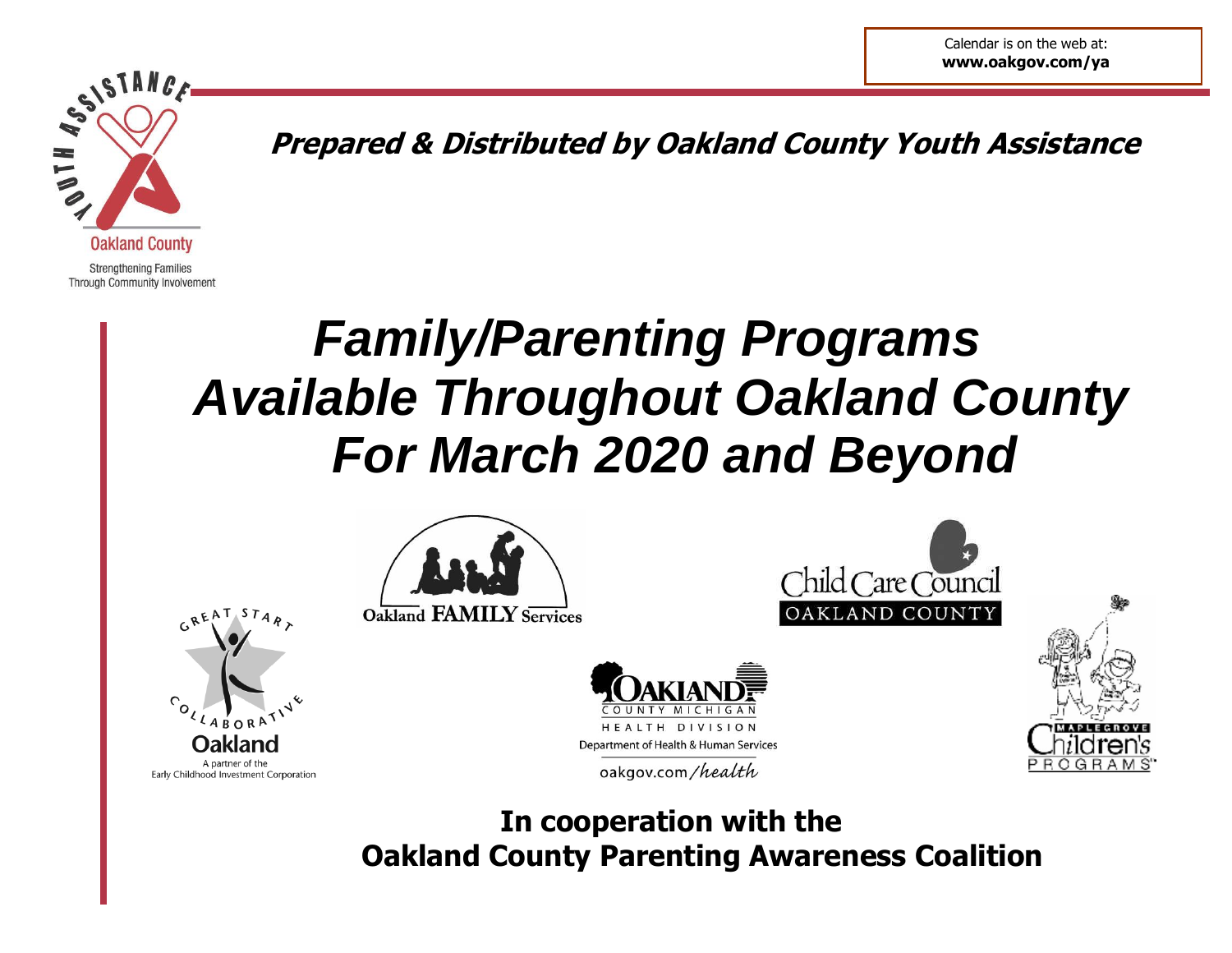Calendar is on the web at:
**www.oakgov.com/ya**

***Prepared & Distributed by Oakland County Youth Assistance***

Youth Assistance
Oakland County
Strengthening Families Through Community Involvement

# *Family/Parenting Programs Available Throughout Oakland County For March 2020 and Beyond*

Oakland FAMILY Services

Child Care Council OAKLAND COUNTY

Great Start Collaborative Oakland
A partner of the Early Childhood Investment Corporation

Oakland County Michigan Health Division
Department of Health & Human Services
oakgov.com/health

Maplegrove Children's Programs

**In cooperation with the Oakland County Parenting Awareness Coalition**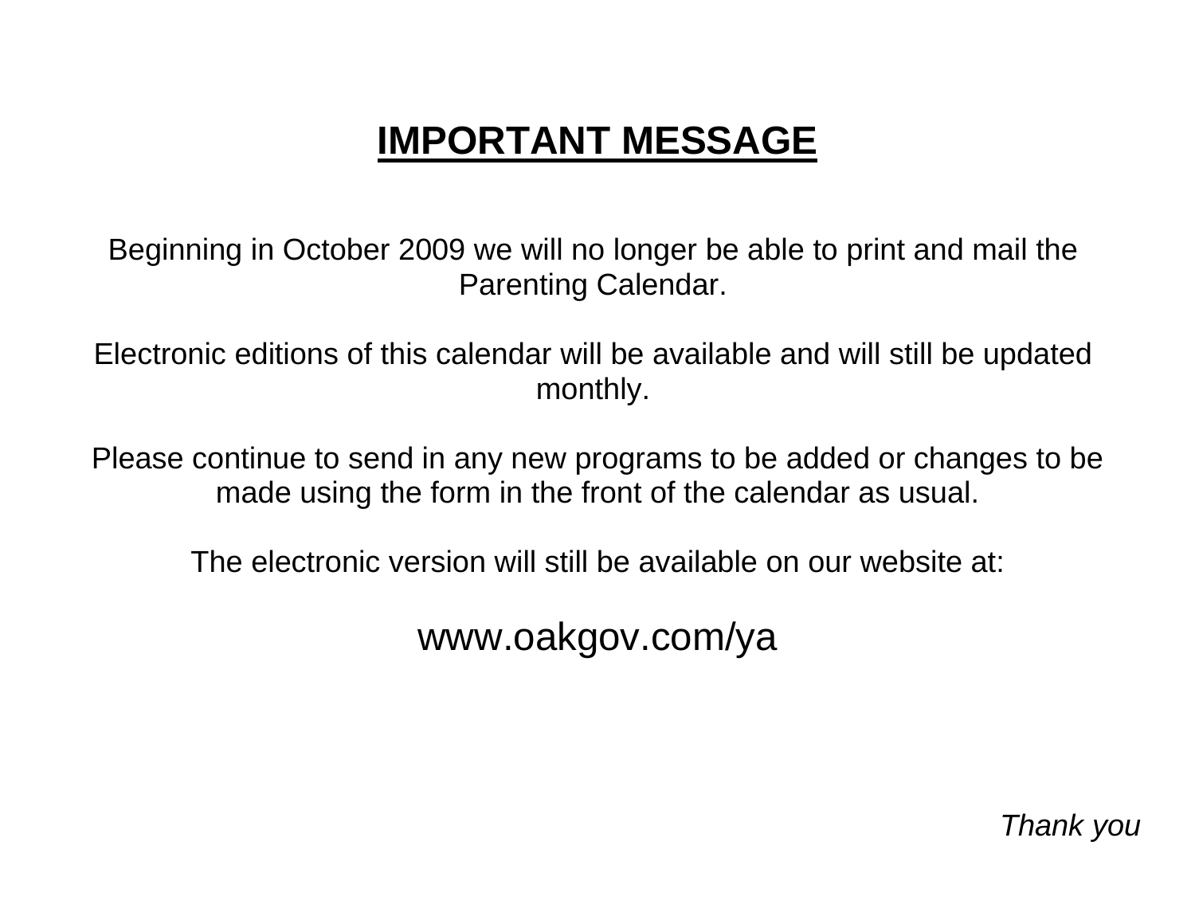# **IMPORTANT MESSAGE**

Beginning in October 2009 we will no longer be able to print and mail the Parenting Calendar.

Electronic editions of this calendar will be available and will still be updated monthly.

Please continue to send in any new programs to be added or changes to be made using the form in the front of the calendar as usual.

The electronic version will still be available on our website at:

www.oakgov.com/ya

*Thank you*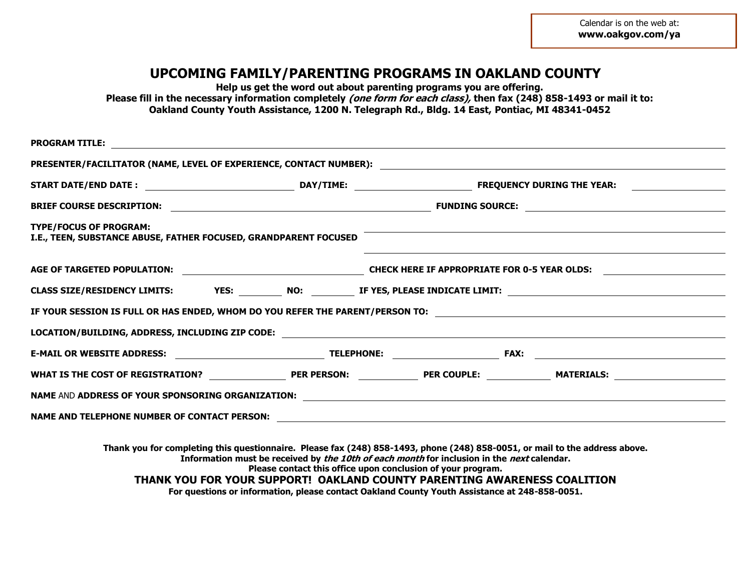Calendar is on the web at:
**www.oakgov.com/ya**

# UPCOMING FAMILY/PARENTING PROGRAMS IN OAKLAND COUNTY

**Help us get the word out about parenting programs you are offering.**
**Please fill in the necessary information completely *(one form for each class),* then fax (248) 858-1493 or mail it to:**
**Oakland County Youth Assistance, 1200 N. Telegraph Rd., Bldg. 14 East, Pontiac, MI 48341-0452**

**PROGRAM TITLE:** ____________________

**PRESENTER/FACILITATOR (NAME, LEVEL OF EXPERIENCE, CONTACT NUMBER):** ____________________

**START DATE/END DATE :** ____________ **DAY/TIME:** ____________ **FREQUENCY DURING THE YEAR:** ____________

**BRIEF COURSE DESCRIPTION:** ____________ **FUNDING SOURCE:** ____________

**TYPE/FOCUS OF PROGRAM:**
**I.E., TEEN, SUBSTANCE ABUSE, FATHER FOCUSED, GRANDPARENT FOCUSED** ____________________

**AGE OF TARGETED POPULATION:** ____________ **CHECK HERE IF APPROPRIATE FOR 0-5 YEAR OLDS:** ____________

**CLASS SIZE/RESIDENCY LIMITS:** **YES:** ______ **NO:** ______ **IF YES, PLEASE INDICATE LIMIT:** ____________

**IF YOUR SESSION IS FULL OR HAS ENDED, WHOM DO YOU REFER THE PARENT/PERSON TO:** ____________

**LOCATION/BUILDING, ADDRESS, INCLUDING ZIP CODE:** ____________________

**E-MAIL OR WEBSITE ADDRESS:** ____________ **TELEPHONE:** ____________ **FAX:** ____________

**WHAT IS THE COST OF REGISTRATION?** ________ **PER PERSON:** ________ **PER COUPLE:** ________ **MATERIALS:** ________

**NAME** AND **ADDRESS OF YOUR SPONSORING ORGANIZATION:** ____________________

**NAME AND TELEPHONE NUMBER OF CONTACT PERSON:** ____________________

**Thank you for completing this questionnaire. Please fax (248) 858-1493, phone (248) 858-0051, or mail to the address above.**
**Information must be received by *the 10th of each month* for inclusion in the *next* calendar.**
**Please contact this office upon conclusion of your program.**

**THANK YOU FOR YOUR SUPPORT! OAKLAND COUNTY PARENTING AWARENESS COALITION**

**For questions or information, please contact Oakland County Youth Assistance at 248-858-0051.**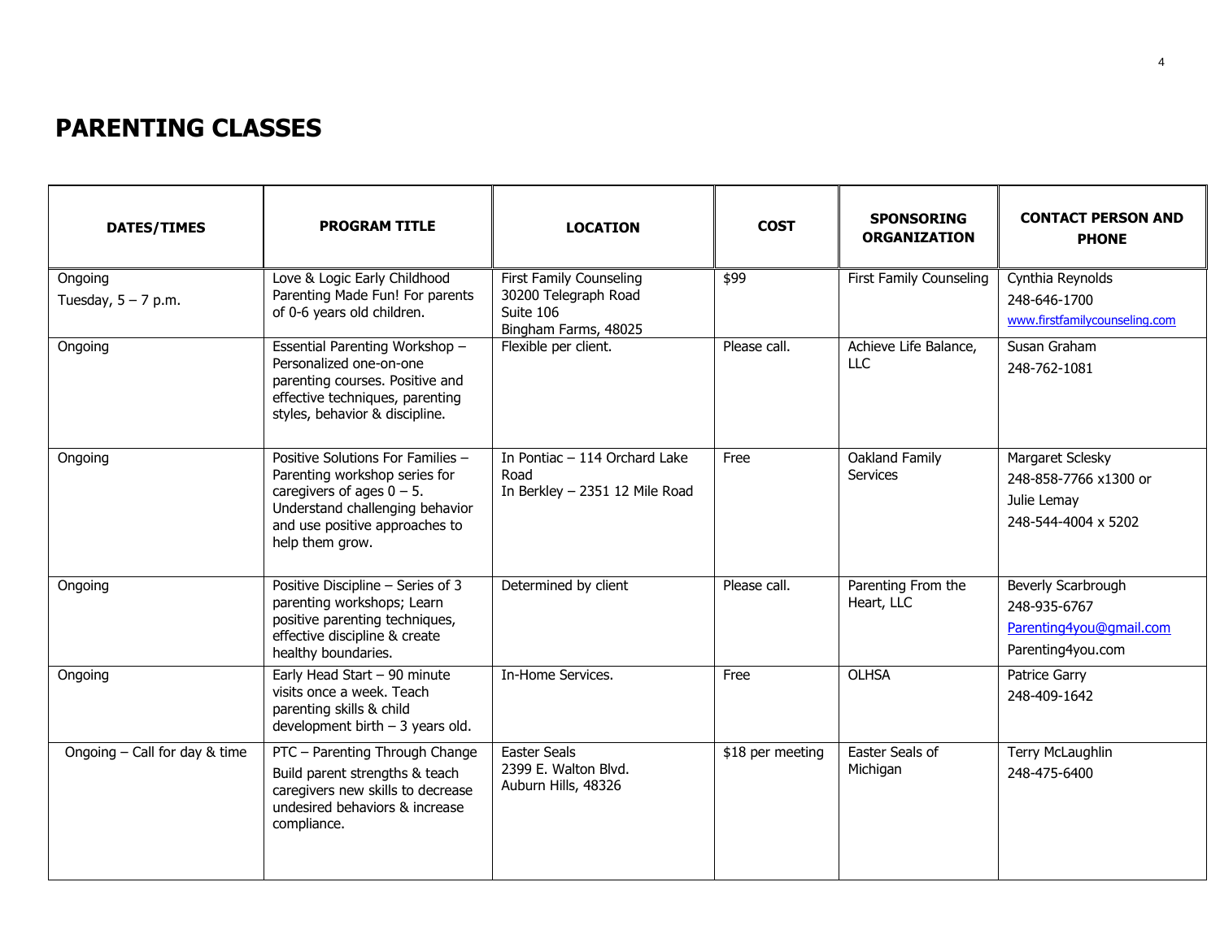# PARENTING CLASSES

| DATES/TIMES | PROGRAM TITLE | LOCATION | COST | SPONSORING ORGANIZATION | CONTACT PERSON AND PHONE |
|---|---|---|---|---|---|
| Ongoing<br>Tuesday, 5 – 7 p.m. | Love & Logic Early Childhood Parenting Made Fun! For parents of 0-6 years old children. | First Family Counseling<br>30200 Telegraph Road<br>Suite 106<br>Bingham Farms, 48025 | $99 | First Family Counseling | Cynthia Reynolds<br>248-646-1700<br>www.firstfamilycounseling.com |
| Ongoing | Essential Parenting Workshop – Personalized one-on-one parenting courses. Positive and effective techniques, parenting styles, behavior & discipline. | Flexible per client. | Please call. | Achieve Life Balance, LLC | Susan Graham<br>248-762-1081 |
| Ongoing | Positive Solutions For Families – Parenting workshop series for caregivers of ages 0 – 5. Understand challenging behavior and use positive approaches to help them grow. | In Pontiac – 114 Orchard Lake Road<br>In Berkley – 2351 12 Mile Road | Free | Oakland Family Services | Margaret Sclesky<br>248-858-7766 x1300 or<br>Julie Lemay<br>248-544-4004 x 5202 |
| Ongoing | Positive Discipline – Series of 3 parenting workshops; Learn positive parenting techniques, effective discipline & create healthy boundaries. | Determined by client | Please call. | Parenting From the Heart, LLC | Beverly Scarbrough<br>248-935-6767<br>Parenting4you@gmail.com<br>Parenting4you.com |
| Ongoing | Early Head Start – 90 minute visits once a week. Teach parenting skills & child development birth – 3 years old. | In-Home Services. | Free | OLHSA | Patrice Garry<br>248-409-1642 |
| Ongoing – Call for day & time | PTC – Parenting Through Change<br>Build parent strengths & teach caregivers new skills to decrease undesired behaviors & increase compliance. | Easter Seals<br>2399 E. Walton Blvd.<br>Auburn Hills, 48326 | $18 per meeting | Easter Seals of Michigan | Terry McLaughlin<br>248-475-6400 |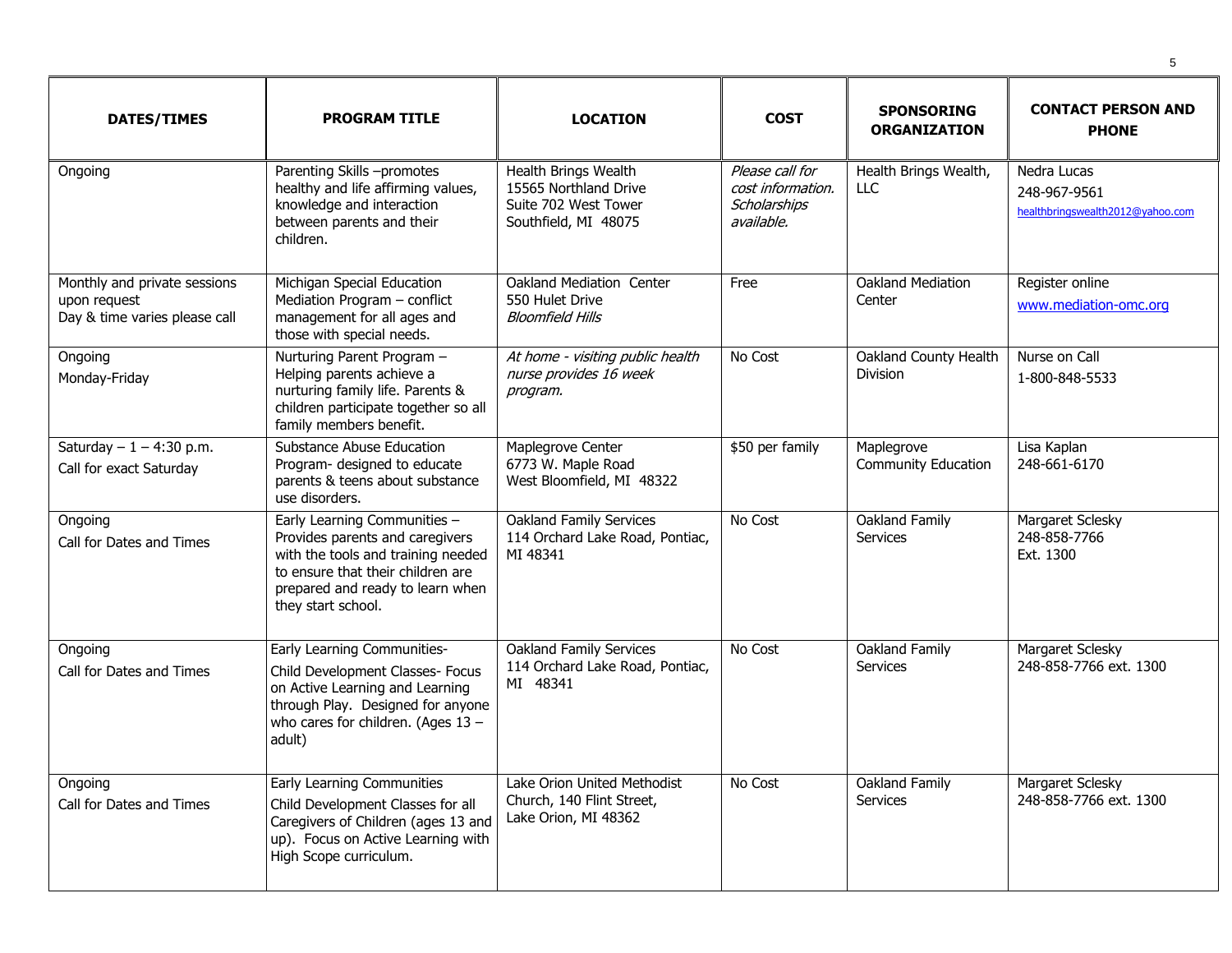| DATES/TIMES | PROGRAM TITLE | LOCATION | COST | SPONSORING ORGANIZATION | CONTACT PERSON AND PHONE |
|---|---|---|---|---|---|
| Ongoing | Parenting Skills –promotes healthy and life affirming values, knowledge and interaction between parents and their children. | Health Brings Wealth<br>15565 Northland Drive<br>Suite 702 West Tower<br>Southfield, MI 48075 | *Please call for cost information. Scholarships available.* | Health Brings Wealth, LLC | Nedra Lucas<br>248-967-9561<br>healthbringswealth2012@yahoo.com |
| Monthly and private sessions upon request<br>Day & time varies please call | Michigan Special Education Mediation Program – conflict management for all ages and those with special needs. | Oakland Mediation Center<br>550 Hulet Drive<br>*Bloomfield Hills* | Free | Oakland Mediation Center | Register online<br>www.mediation-omc.org |
| Ongoing<br>Monday-Friday | Nurturing Parent Program – Helping parents achieve a nurturing family life. Parents & children participate together so all family members benefit. | *At home - visiting public health nurse provides 16 week program.* | No Cost | Oakland County Health Division | Nurse on Call<br>1-800-848-5533 |
| Saturday – 1 – 4:30 p.m.<br>Call for exact Saturday | Substance Abuse Education Program- designed to educate parents & teens about substance use disorders. | Maplegrove Center<br>6773 W. Maple Road<br>West Bloomfield, MI 48322 | $50 per family | Maplegrove Community Education | Lisa Kaplan<br>248-661-6170 |
| Ongoing<br>Call for Dates and Times | Early Learning Communities – Provides parents and caregivers with the tools and training needed to ensure that their children are prepared and ready to learn when they start school. | Oakland Family Services<br>114 Orchard Lake Road, Pontiac, MI 48341 | No Cost | Oakland Family Services | Margaret Sclesky<br>248-858-7766<br>Ext. 1300 |
| Ongoing<br>Call for Dates and Times | Early Learning Communities-<br>Child Development Classes- Focus on Active Learning and Learning through Play. Designed for anyone who cares for children. (Ages 13 – adult) | Oakland Family Services<br>114 Orchard Lake Road, Pontiac, MI 48341 | No Cost | Oakland Family Services | Margaret Sclesky<br>248-858-7766 ext. 1300 |
| Ongoing<br>Call for Dates and Times | Early Learning Communities<br>Child Development Classes for all Caregivers of Children (ages 13 and up). Focus on Active Learning with High Scope curriculum. | Lake Orion United Methodist Church, 140 Flint Street, Lake Orion, MI 48362 | No Cost | Oakland Family Services | Margaret Sclesky<br>248-858-7766 ext. 1300 |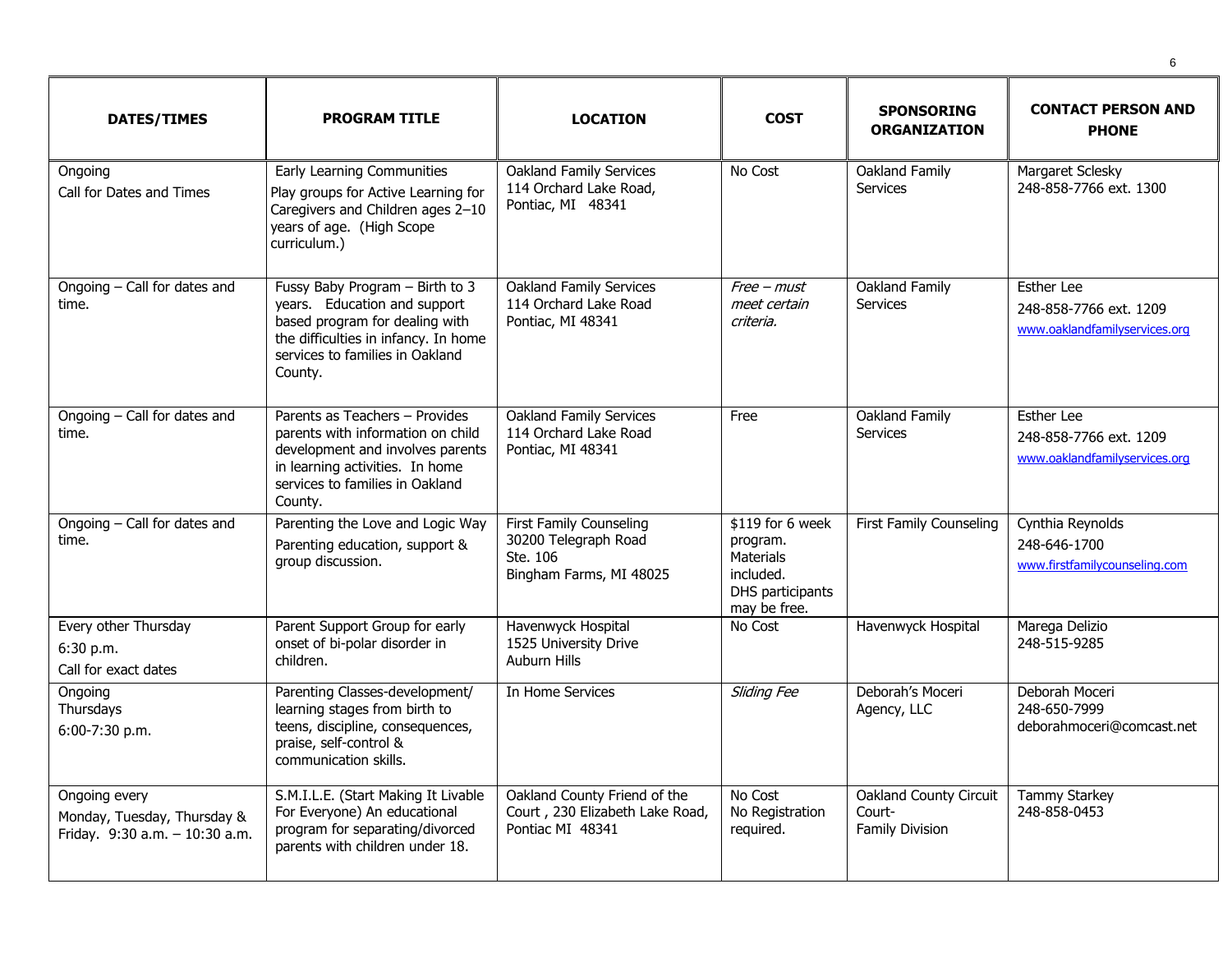| DATES/TIMES | PROGRAM TITLE | LOCATION | COST | SPONSORING ORGANIZATION | CONTACT PERSON AND PHONE |
|---|---|---|---|---|---|
| Ongoing<br>Call for Dates and Times | Early Learning Communities<br>Play groups for Active Learning for Caregivers and Children ages 2–10 years of age. (High Scope curriculum.) | Oakland Family Services<br>114 Orchard Lake Road,<br>Pontiac, MI 48341 | No Cost | Oakland Family Services | Margaret Sclesky<br>248-858-7766 ext. 1300 |
| Ongoing – Call for dates and time. | Fussy Baby Program – Birth to 3 years. Education and support based program for dealing with the difficulties in infancy. In home services to families in Oakland County. | Oakland Family Services<br>114 Orchard Lake Road<br>Pontiac, MI 48341 | *Free – must meet certain criteria.* | Oakland Family Services | Esther Lee<br>248-858-7766 ext. 1209<br>www.oaklandfamilyservices.org |
| Ongoing – Call for dates and time. | Parents as Teachers – Provides parents with information on child development and involves parents in learning activities. In home services to families in Oakland County. | Oakland Family Services<br>114 Orchard Lake Road<br>Pontiac, MI 48341 | Free | Oakland Family Services | Esther Lee<br>248-858-7766 ext. 1209<br>www.oaklandfamilyservices.org |
| Ongoing – Call for dates and time. | Parenting the Love and Logic Way<br>Parenting education, support & group discussion. | First Family Counseling<br>30200 Telegraph Road<br>Ste. 106<br>Bingham Farms, MI 48025 | $119 for 6 week program. Materials included. DHS participants may be free. | First Family Counseling | Cynthia Reynolds<br>248-646-1700<br>www.firstfamilycounseling.com |
| Every other Thursday<br>6:30 p.m.<br>Call for exact dates | Parent Support Group for early onset of bi-polar disorder in children. | Havenwyck Hospital<br>1525 University Drive<br>Auburn Hills | No Cost | Havenwyck Hospital | Marega Delizio<br>248-515-9285 |
| Ongoing<br>Thursdays<br>6:00-7:30 p.m. | Parenting Classes-development/ learning stages from birth to teens, discipline, consequences, praise, self-control & communication skills. | In Home Services | *Sliding Fee* | Deborah's Moceri Agency, LLC | Deborah Moceri<br>248-650-7999<br>deborahmoceri@comcast.net |
| Ongoing every<br>Monday, Tuesday, Thursday & Friday. 9:30 a.m. – 10:30 a.m. | S.M.I.L.E. (Start Making It Livable For Everyone) An educational program for separating/divorced parents with children under 18. | Oakland County Friend of the Court , 230 Elizabeth Lake Road, Pontiac MI 48341 | No Cost<br>No Registration required. | Oakland County Circuit Court-<br>Family Division | Tammy Starkey<br>248-858-0453 |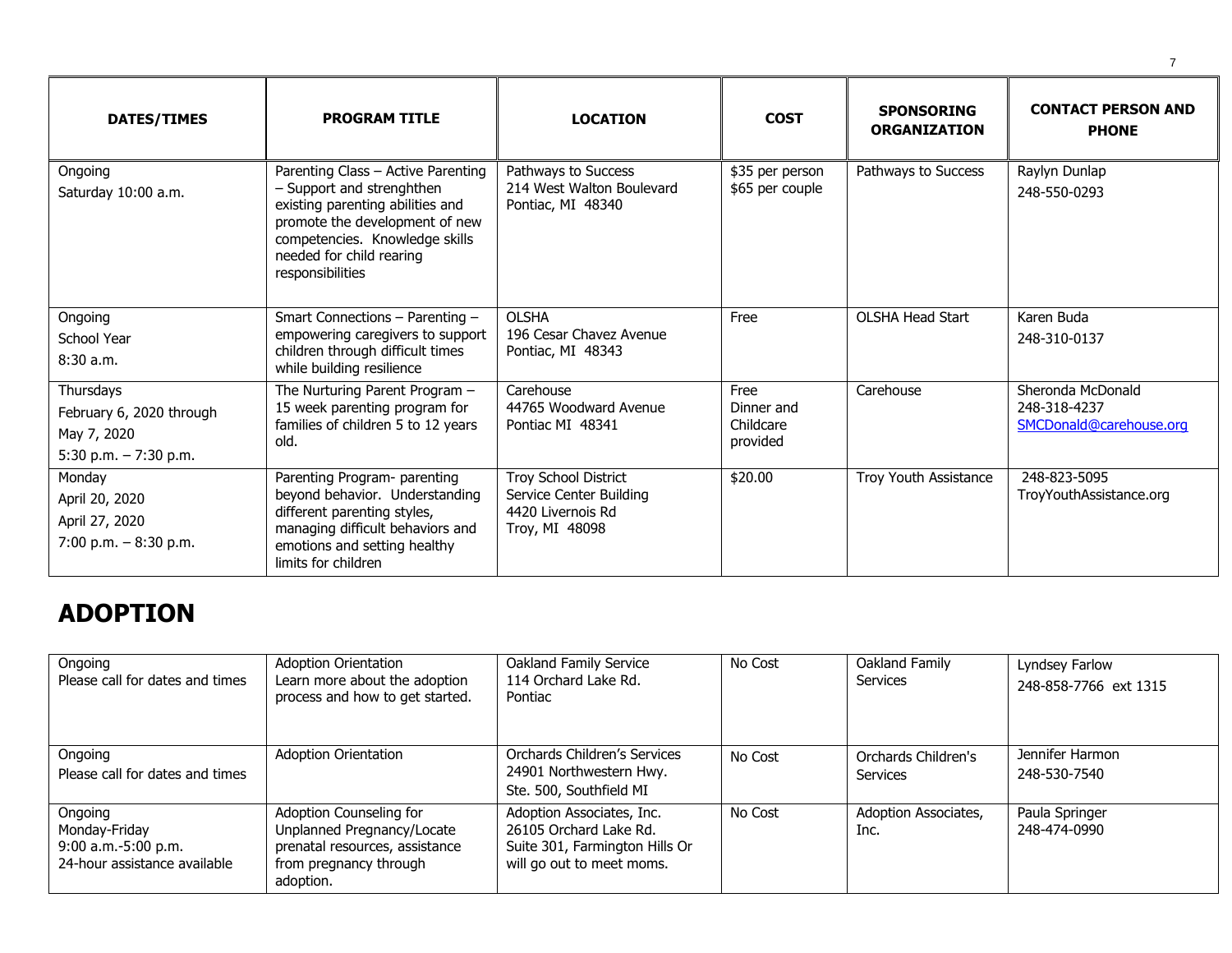| DATES/TIMES | PROGRAM TITLE | LOCATION | COST | SPONSORING ORGANIZATION | CONTACT PERSON AND PHONE |
|---|---|---|---|---|---|
| Ongoing<br>Saturday 10:00 a.m. | Parenting Class – Active Parenting – Support and strenghthen existing parenting abilities and promote the development of new competencies. Knowledge skills needed for child rearing responsibilities | Pathways to Success<br>214 West Walton Boulevard<br>Pontiac, MI 48340 | $35 per person<br>$65 per couple | Pathways to Success | Raylyn Dunlap<br>248-550-0293 |
| Ongoing<br>School Year<br>8:30 a.m. | Smart Connections – Parenting – empowering caregivers to support children through difficult times while building resilience | OLSHA<br>196 Cesar Chavez Avenue<br>Pontiac, MI 48343 | Free | OLSHA Head Start | Karen Buda<br>248-310-0137 |
| Thursdays<br>February 6, 2020 through<br>May 7, 2020<br>5:30 p.m. – 7:30 p.m. | The Nurturing Parent Program – 15 week parenting program for families of children 5 to 12 years old. | Carehouse<br>44765 Woodward Avenue<br>Pontiac MI 48341 | Free<br>Dinner and Childcare provided | Carehouse | Sheronda McDonald<br>248-318-4237<br>SMCDonald@carehouse.org |
| Monday<br>April 20, 2020<br>April 27, 2020<br>7:00 p.m. – 8:30 p.m. | Parenting Program- parenting beyond behavior. Understanding different parenting styles, managing difficult behaviors and emotions and setting healthy limits for children | Troy School District<br>Service Center Building<br>4420 Livernois Rd<br>Troy, MI 48098 | $20.00 | Troy Youth Assistance | 248-823-5095<br>TroyYouthAssistance.org |

# ADOPTION

| | | | | | |
|---|---|---|---|---|---|
| Ongoing<br>Please call for dates and times | Adoption Orientation<br>Learn more about the adoption process and how to get started. | Oakland Family Service<br>114 Orchard Lake Rd.<br>Pontiac | No Cost | Oakland Family Services | Lyndsey Farlow<br>248-858-7766 ext 1315 |
| Ongoing<br>Please call for dates and times | Adoption Orientation | Orchards Children's Services<br>24901 Northwestern Hwy.<br>Ste. 500, Southfield MI | No Cost | Orchards Children's Services | Jennifer Harmon<br>248-530-7540 |
| Ongoing<br>Monday-Friday<br>9:00 a.m.-5:00 p.m.<br>24-hour assistance available | Adoption Counseling for Unplanned Pregnancy/Locate prenatal resources, assistance from pregnancy through adoption. | Adoption Associates, Inc.<br>26105 Orchard Lake Rd.<br>Suite 301, Farmington Hills Or will go out to meet moms. | No Cost | Adoption Associates, Inc. | Paula Springer<br>248-474-0990 |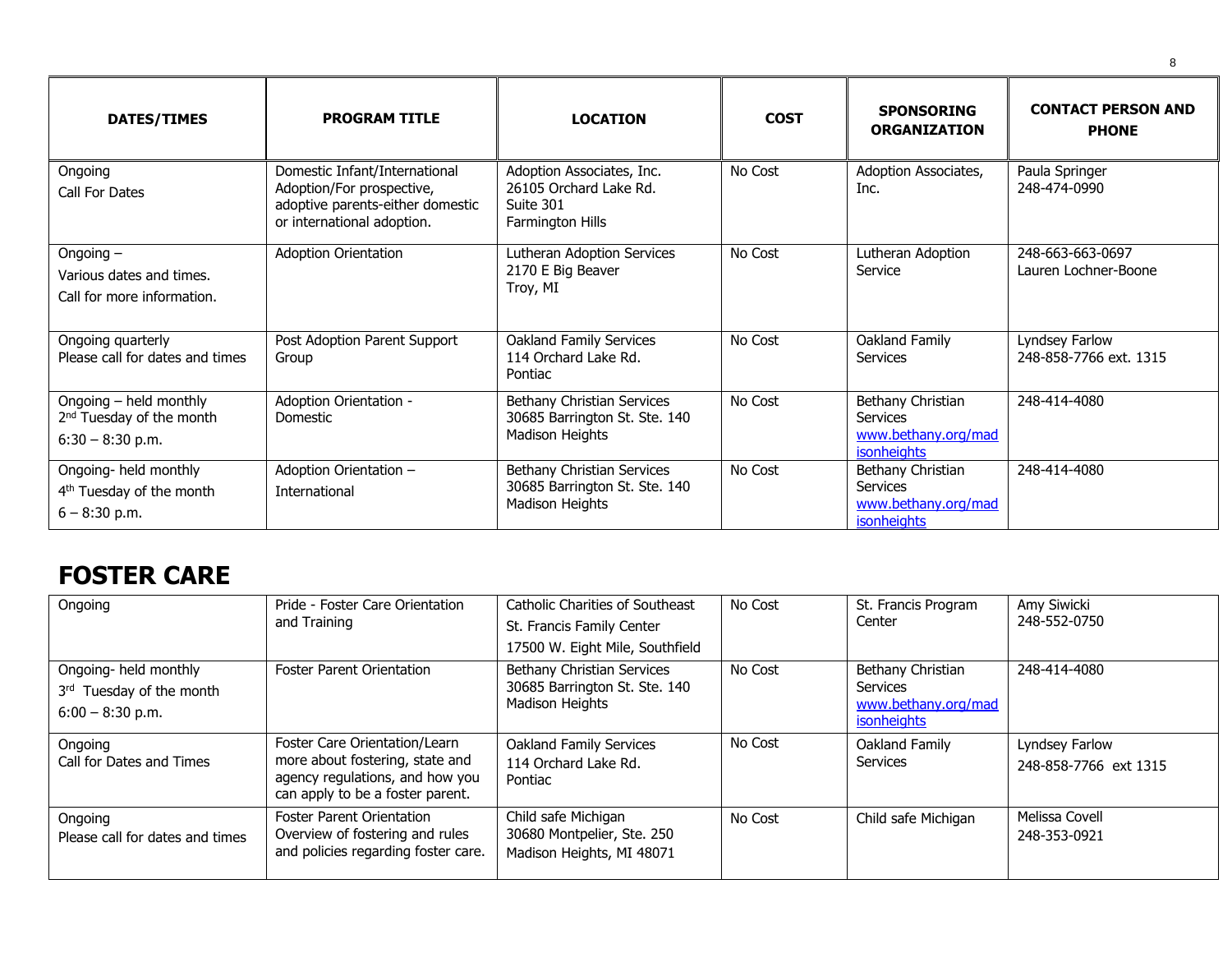| DATES/TIMES | PROGRAM TITLE | LOCATION | COST | SPONSORING ORGANIZATION | CONTACT PERSON AND PHONE |
|---|---|---|---|---|---|
| Ongoing<br>Call For Dates | Domestic Infant/International Adoption/For prospective, adoptive parents-either domestic or international adoption. | Adoption Associates, Inc.<br>26105 Orchard Lake Rd.<br>Suite 301<br>Farmington Hills | No Cost | Adoption Associates, Inc. | Paula Springer<br>248-474-0990 |
| Ongoing –<br>Various dates and times.<br>Call for more information. | Adoption Orientation | Lutheran Adoption Services<br>2170 E Big Beaver<br>Troy, MI | No Cost | Lutheran Adoption Service | 248-663-663-0697<br>Lauren Lochner-Boone |
| Ongoing quarterly<br>Please call for dates and times | Post Adoption Parent Support Group | Oakland Family Services<br>114 Orchard Lake Rd.<br>Pontiac | No Cost | Oakland Family Services | Lyndsey Farlow<br>248-858-7766 ext. 1315 |
| Ongoing – held monthly<br>2nd Tuesday of the month<br>6:30 – 8:30 p.m. | Adoption Orientation - Domestic | Bethany Christian Services<br>30685 Barrington St. Ste. 140<br>Madison Heights | No Cost | Bethany Christian Services<br>www.bethany.org/madisonheights | 248-414-4080 |
| Ongoing- held monthly<br>4th Tuesday of the month<br>6 – 8:30 p.m. | Adoption Orientation – International | Bethany Christian Services<br>30685 Barrington St. Ste. 140<br>Madison Heights | No Cost | Bethany Christian Services<br>www.bethany.org/madisonheights | 248-414-4080 |

# FOSTER CARE

| | | | | | |
|---|---|---|---|---|---|
| Ongoing | Pride - Foster Care Orientation and Training | Catholic Charities of Southeast<br>St. Francis Family Center<br>17500 W. Eight Mile, Southfield | No Cost | St. Francis Program Center | Amy Siwicki<br>248-552-0750 |
| Ongoing- held monthly<br>3rd Tuesday of the month<br>6:00 – 8:30 p.m. | Foster Parent Orientation | Bethany Christian Services<br>30685 Barrington St. Ste. 140<br>Madison Heights | No Cost | Bethany Christian Services<br>www.bethany.org/madisonheights | 248-414-4080 |
| Ongoing<br>Call for Dates and Times | Foster Care Orientation/Learn more about fostering, state and agency regulations, and how you can apply to be a foster parent. | Oakland Family Services<br>114 Orchard Lake Rd.<br>Pontiac | No Cost | Oakland Family Services | Lyndsey Farlow<br>248-858-7766 ext 1315 |
| Ongoing<br>Please call for dates and times | Foster Parent Orientation Overview of fostering and rules and policies regarding foster care. | Child safe Michigan<br>30680 Montpelier, Ste. 250<br>Madison Heights, MI 48071 | No Cost | Child safe Michigan | Melissa Covell<br>248-353-0921 |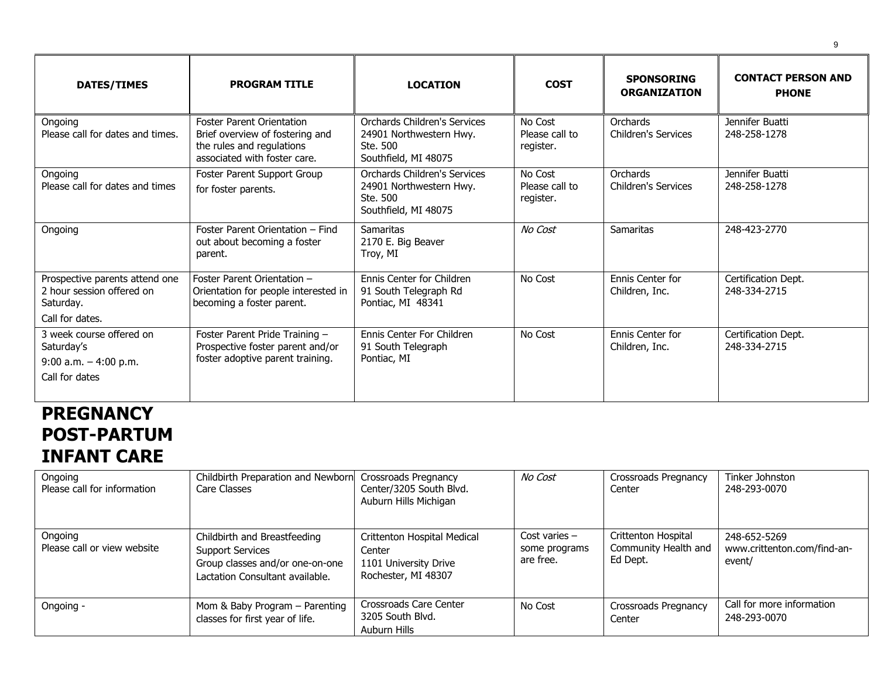| DATES/TIMES | PROGRAM TITLE | LOCATION | COST | SPONSORING ORGANIZATION | CONTACT PERSON AND PHONE |
|---|---|---|---|---|---|
| Ongoing<br>Please call for dates and times. | Foster Parent Orientation<br>Brief overview of fostering and the rules and regulations associated with foster care. | Orchards Children's Services<br>24901 Northwestern Hwy.<br>Ste. 500<br>Southfield, MI 48075 | No Cost<br>Please call to register. | Orchards Children's Services | Jennifer Buatti<br>248-258-1278 |
| Ongoing<br>Please call for dates and times | Foster Parent Support Group for foster parents. | Orchards Children's Services<br>24901 Northwestern Hwy.<br>Ste. 500<br>Southfield, MI 48075 | No Cost<br>Please call to register. | Orchards Children's Services | Jennifer Buatti<br>248-258-1278 |
| Ongoing | Foster Parent Orientation – Find out about becoming a foster parent. | Samaritas<br>2170 E. Big Beaver<br>Troy, MI | *No Cost* | Samaritas | 248-423-2770 |
| Prospective parents attend one 2 hour session offered on Saturday.<br>Call for dates. | Foster Parent Orientation – Orientation for people interested in becoming a foster parent. | Ennis Center for Children<br>91 South Telegraph Rd<br>Pontiac, MI 48341 | No Cost | Ennis Center for Children, Inc. | Certification Dept.<br>248-334-2715 |
| 3 week course offered on Saturday's<br>9:00 a.m. – 4:00 p.m.<br>Call for dates | Foster Parent Pride Training – Prospective foster parent and/or foster adoptive parent training. | Ennis Center For Children<br>91 South Telegraph<br>Pontiac, MI | No Cost | Ennis Center for Children, Inc. | Certification Dept.<br>248-334-2715 |

# PREGNANCY POST-PARTUM INFANT CARE

| | | | | | |
|---|---|---|---|---|---|
| Ongoing<br>Please call for information | Childbirth Preparation and Newborn Care Classes | Crossroads Pregnancy Center/3205 South Blvd.<br>Auburn Hills Michigan | *No Cost* | Crossroads Pregnancy Center | Tinker Johnston<br>248-293-0070 |
| Ongoing<br>Please call or view website | Childbirth and Breastfeeding Support Services<br>Group classes and/or one-on-one Lactation Consultant available. | Crittenton Hospital Medical Center<br>1101 University Drive<br>Rochester, MI 48307 | Cost varies – some programs are free. | Crittenton Hospital Community Health and Ed Dept. | 248-652-5269<br>www.crittenton.com/find-an-event/ |
| Ongoing - | Mom & Baby Program – Parenting classes for first year of life. | Crossroads Care Center<br>3205 South Blvd.<br>Auburn Hills | No Cost | Crossroads Pregnancy Center | Call for more information<br>248-293-0070 |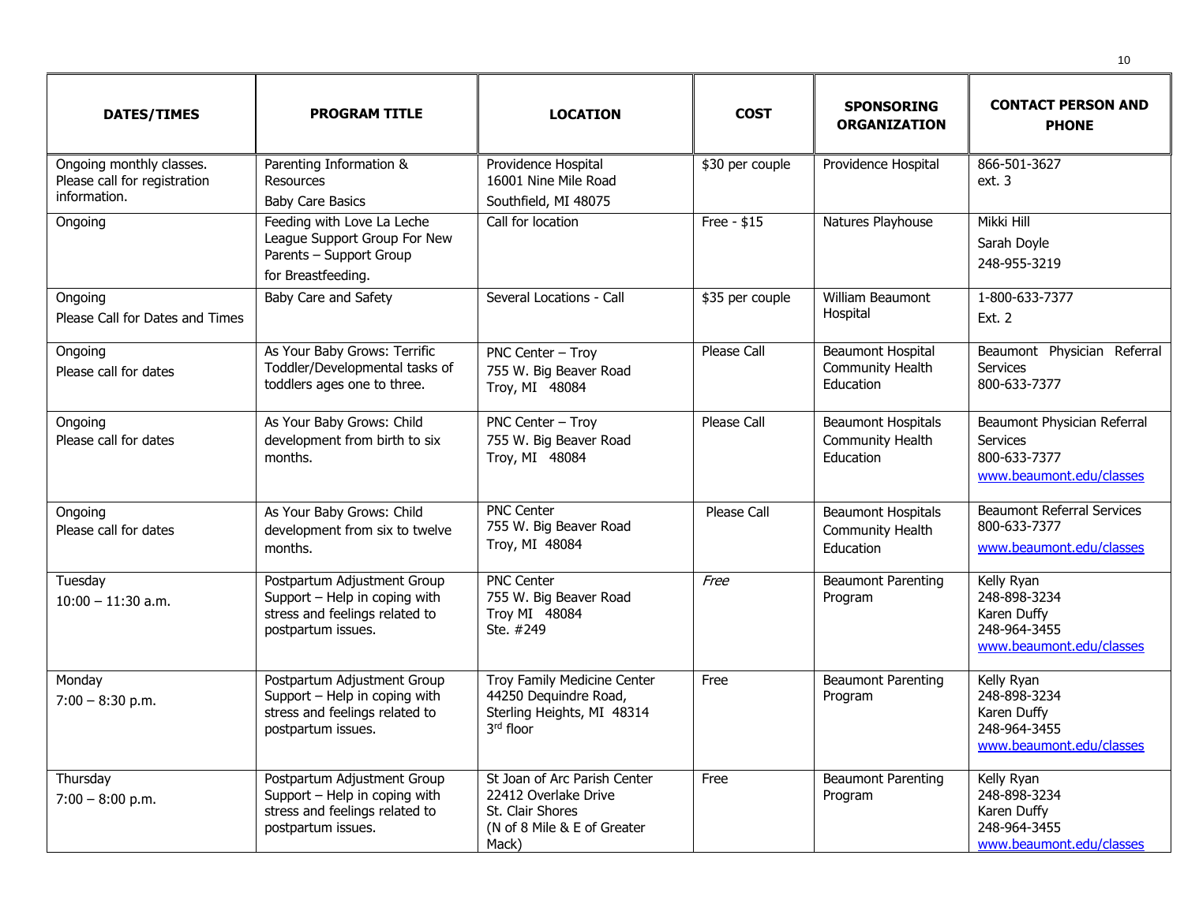| DATES/TIMES | PROGRAM TITLE | LOCATION | COST | SPONSORING ORGANIZATION | CONTACT PERSON AND PHONE |
|---|---|---|---|---|---|
| Ongoing monthly classes. Please call for registration information. | Parenting Information & Resources<br>Baby Care Basics | Providence Hospital<br>16001 Nine Mile Road<br>Southfield, MI 48075 | $30 per couple | Providence Hospital | 866-501-3627<br>ext. 3 |
| Ongoing | Feeding with Love La Leche League Support Group For New Parents – Support Group for Breastfeeding. | Call for location | Free - $15 | Natures Playhouse | Mikki Hill<br>Sarah Doyle<br>248-955-3219 |
| Ongoing<br>Please Call for Dates and Times | Baby Care and Safety | Several Locations - Call | $35 per couple | William Beaumont Hospital | 1-800-633-7377<br>Ext. 2 |
| Ongoing<br>Please call for dates | As Your Baby Grows: Terrific Toddler/Developmental tasks of toddlers ages one to three. | PNC Center – Troy<br>755 W. Big Beaver Road<br>Troy, MI 48084 | Please Call | Beaumont Hospital Community Health Education | Beaumont Physician Referral Services<br>800-633-7377 |
| Ongoing<br>Please call for dates | As Your Baby Grows: Child development from birth to six months. | PNC Center – Troy<br>755 W. Big Beaver Road<br>Troy, MI 48084 | Please Call | Beaumont Hospitals Community Health Education | Beaumont Physician Referral Services<br>800-633-7377<br>www.beaumont.edu/classes |
| Ongoing<br>Please call for dates | As Your Baby Grows: Child development from six to twelve months. | PNC Center<br>755 W. Big Beaver Road<br>Troy, MI 48084 | Please Call | Beaumont Hospitals Community Health Education | Beaumont Referral Services<br>800-633-7377<br>www.beaumont.edu/classes |
| Tuesday<br>10:00 – 11:30 a.m. | Postpartum Adjustment Group Support – Help in coping with stress and feelings related to postpartum issues. | PNC Center<br>755 W. Big Beaver Road<br>Troy MI 48084<br>Ste. #249 | *Free* | Beaumont Parenting Program | Kelly Ryan<br>248-898-3234<br>Karen Duffy<br>248-964-3455<br>www.beaumont.edu/classes |
| Monday<br>7:00 – 8:30 p.m. | Postpartum Adjustment Group Support – Help in coping with stress and feelings related to postpartum issues. | Troy Family Medicine Center<br>44250 Dequindre Road,<br>Sterling Heights, MI 48314<br>3rd floor | Free | Beaumont Parenting Program | Kelly Ryan<br>248-898-3234<br>Karen Duffy<br>248-964-3455<br>www.beaumont.edu/classes |
| Thursday<br>7:00 – 8:00 p.m. | Postpartum Adjustment Group Support – Help in coping with stress and feelings related to postpartum issues. | St Joan of Arc Parish Center<br>22412 Overlake Drive<br>St. Clair Shores<br>(N of 8 Mile & E of Greater Mack) | Free | Beaumont Parenting Program | Kelly Ryan<br>248-898-3234<br>Karen Duffy<br>248-964-3455<br>www.beaumont.edu/classes |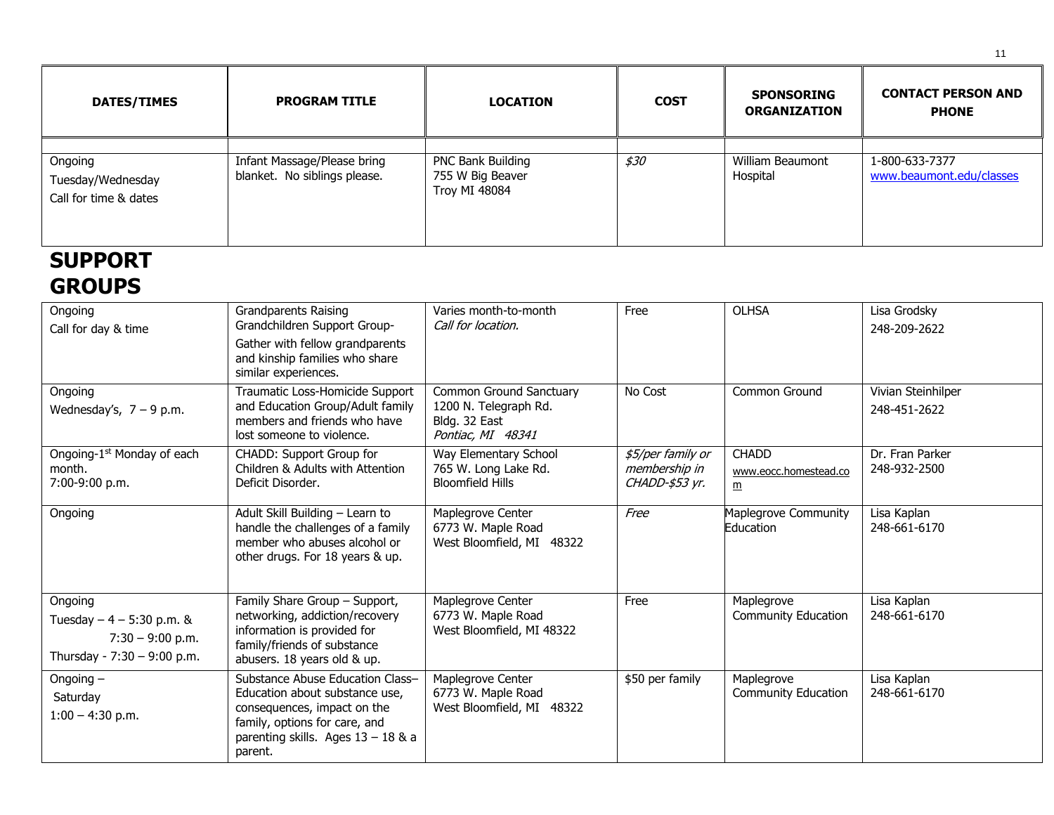| DATES/TIMES | PROGRAM TITLE | LOCATION | COST | SPONSORING ORGANIZATION | CONTACT PERSON AND PHONE |
|---|---|---|---|---|---|
| Ongoing<br>Tuesday/Wednesday<br>Call for time & dates | Infant Massage/Please bring blanket. No siblings please. | PNC Bank Building<br>755 W Big Beaver<br>Troy MI 48084 | *$30* | William Beaumont Hospital | 1-800-633-7377<br>www.beaumont.edu/classes |

## SUPPORT GROUPS

| DATES/TIMES | PROGRAM TITLE | LOCATION | COST | SPONSORING ORGANIZATION | CONTACT PERSON AND PHONE |
|---|---|---|---|---|---|
| Ongoing<br>Call for day & time | Grandparents Raising Grandchildren Support Group-<br>Gather with fellow grandparents and kinship families who share similar experiences. | Varies month-to-month<br>*Call for location.* | Free | OLHSA | Lisa Grodsky<br>248-209-2622 |
| Ongoing<br>Wednesday's, 7 – 9 p.m. | Traumatic Loss-Homicide Support and Education Group/Adult family members and friends who have lost someone to violence. | Common Ground Sanctuary<br>1200 N. Telegraph Rd.<br>Bldg. 32 East<br>*Pontiac, MI 48341* | No Cost | Common Ground | Vivian Steinhilper<br>248-451-2622 |
| Ongoing-1st Monday of each month.<br>7:00-9:00 p.m. | CHADD: Support Group for Children & Adults with Attention Deficit Disorder. | Way Elementary School<br>765 W. Long Lake Rd.<br>Bloomfield Hills | *$5/per family or membership in CHADD-$53 yr.* | CHADD<br>www.eocc.homestead.com | Dr. Fran Parker<br>248-932-2500 |
| Ongoing | Adult Skill Building – Learn to handle the challenges of a family member who abuses alcohol or other drugs. For 18 years & up. | Maplegrove Center<br>6773 W. Maple Road<br>West Bloomfield, MI 48322 | *Free* | Maplegrove Community Education | Lisa Kaplan<br>248-661-6170 |
| Ongoing<br>Tuesday – 4 – 5:30 p.m. &<br>7:30 – 9:00 p.m.<br>Thursday - 7:30 – 9:00 p.m. | Family Share Group – Support, networking, addiction/recovery information is provided for family/friends of substance abusers. 18 years old & up. | Maplegrove Center<br>6773 W. Maple Road<br>West Bloomfield, MI 48322 | Free | Maplegrove Community Education | Lisa Kaplan<br>248-661-6170 |
| Ongoing –<br>Saturday<br>1:00 – 4:30 p.m. | Substance Abuse Education Class– Education about substance use, consequences, impact on the family, options for care, and parenting skills. Ages 13 – 18 & a parent. | Maplegrove Center<br>6773 W. Maple Road<br>West Bloomfield, MI 48322 | $50 per family | Maplegrove Community Education | Lisa Kaplan<br>248-661-6170 |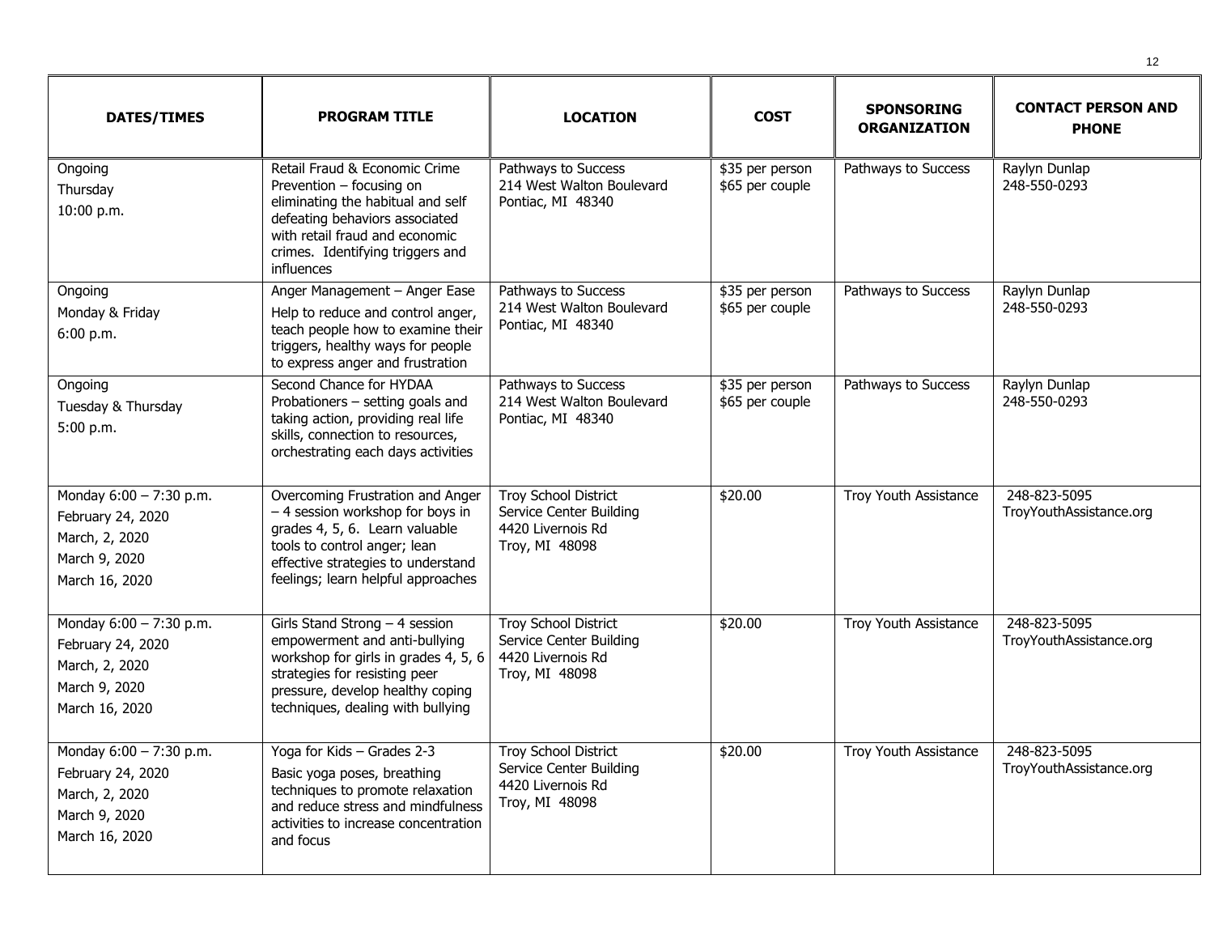| DATES/TIMES | PROGRAM TITLE | LOCATION | COST | SPONSORING ORGANIZATION | CONTACT PERSON AND PHONE |
|---|---|---|---|---|---|
| Ongoing<br>Thursday<br>10:00 p.m. | Retail Fraud & Economic Crime Prevention – focusing on eliminating the habitual and self defeating behaviors associated with retail fraud and economic crimes. Identifying triggers and influences | Pathways to Success<br>214 West Walton Boulevard<br>Pontiac, MI 48340 | $35 per person<br>$65 per couple | Pathways to Success | Raylyn Dunlap<br>248-550-0293 |
| Ongoing<br>Monday & Friday<br>6:00 p.m. | Anger Management – Anger Ease<br>Help to reduce and control anger, teach people how to examine their triggers, healthy ways for people to express anger and frustration | Pathways to Success<br>214 West Walton Boulevard<br>Pontiac, MI 48340 | $35 per person<br>$65 per couple | Pathways to Success | Raylyn Dunlap<br>248-550-0293 |
| Ongoing<br>Tuesday & Thursday<br>5:00 p.m. | Second Chance for HYDAA Probationers – setting goals and taking action, providing real life skills, connection to resources, orchestrating each days activities | Pathways to Success<br>214 West Walton Boulevard<br>Pontiac, MI 48340 | $35 per person<br>$65 per couple | Pathways to Success | Raylyn Dunlap<br>248-550-0293 |
| Monday 6:00 – 7:30 p.m.<br>February 24, 2020<br>March, 2, 2020<br>March 9, 2020<br>March 16, 2020 | Overcoming Frustration and Anger – 4 session workshop for boys in grades 4, 5, 6. Learn valuable tools to control anger; lean effective strategies to understand feelings; learn helpful approaches | Troy School District<br>Service Center Building<br>4420 Livernois Rd<br>Troy, MI 48098 | $20.00 | Troy Youth Assistance | 248-823-5095<br>TroyYouthAssistance.org |
| Monday 6:00 – 7:30 p.m.<br>February 24, 2020<br>March, 2, 2020<br>March 9, 2020<br>March 16, 2020 | Girls Stand Strong – 4 session empowerment and anti-bullying workshop for girls in grades 4, 5, 6 strategies for resisting peer pressure, develop healthy coping techniques, dealing with bullying | Troy School District<br>Service Center Building<br>4420 Livernois Rd<br>Troy, MI 48098 | $20.00 | Troy Youth Assistance | 248-823-5095<br>TroyYouthAssistance.org |
| Monday 6:00 – 7:30 p.m.<br>February 24, 2020<br>March, 2, 2020<br>March 9, 2020<br>March 16, 2020 | Yoga for Kids – Grades 2-3<br>Basic yoga poses, breathing techniques to promote relaxation and reduce stress and mindfulness activities to increase concentration and focus | Troy School District<br>Service Center Building<br>4420 Livernois Rd<br>Troy, MI 48098 | $20.00 | Troy Youth Assistance | 248-823-5095<br>TroyYouthAssistance.org |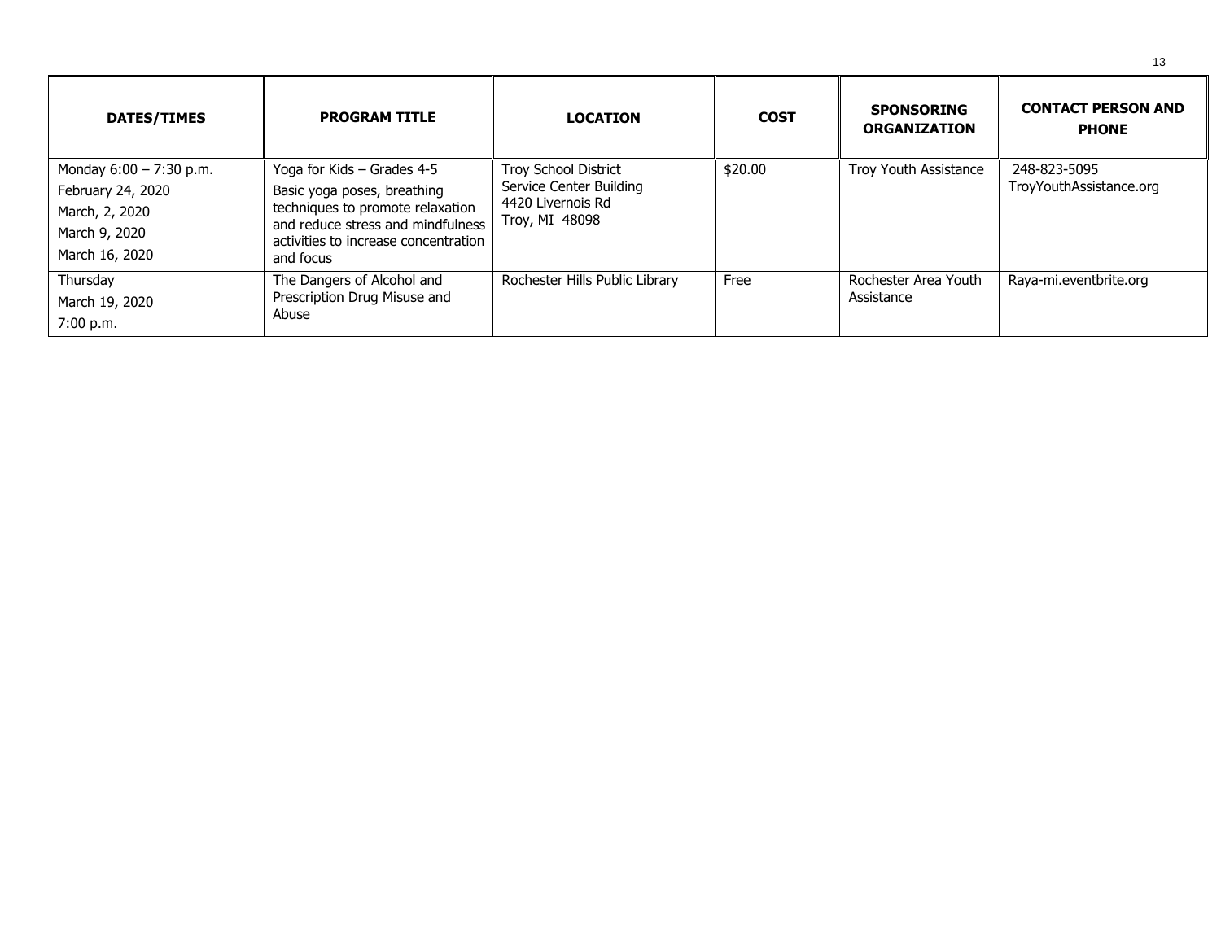| DATES/TIMES | PROGRAM TITLE | LOCATION | COST | SPONSORING ORGANIZATION | CONTACT PERSON AND PHONE |
|---|---|---|---|---|---|
| Monday 6:00 – 7:30 p.m.<br>February 24, 2020<br>March, 2, 2020<br>March 9, 2020<br>March 16, 2020 | Yoga for Kids – Grades 4-5<br>Basic yoga poses, breathing techniques to promote relaxation and reduce stress and mindfulness activities to increase concentration and focus | Troy School District<br>Service Center Building<br>4420 Livernois Rd<br>Troy, MI 48098 | $20.00 | Troy Youth Assistance | 248-823-5095<br>TroyYouthAssistance.org |
| Thursday<br>March 19, 2020<br>7:00 p.m. | The Dangers of Alcohol and Prescription Drug Misuse and Abuse | Rochester Hills Public Library | Free | Rochester Area Youth Assistance | Raya-mi.eventbrite.org |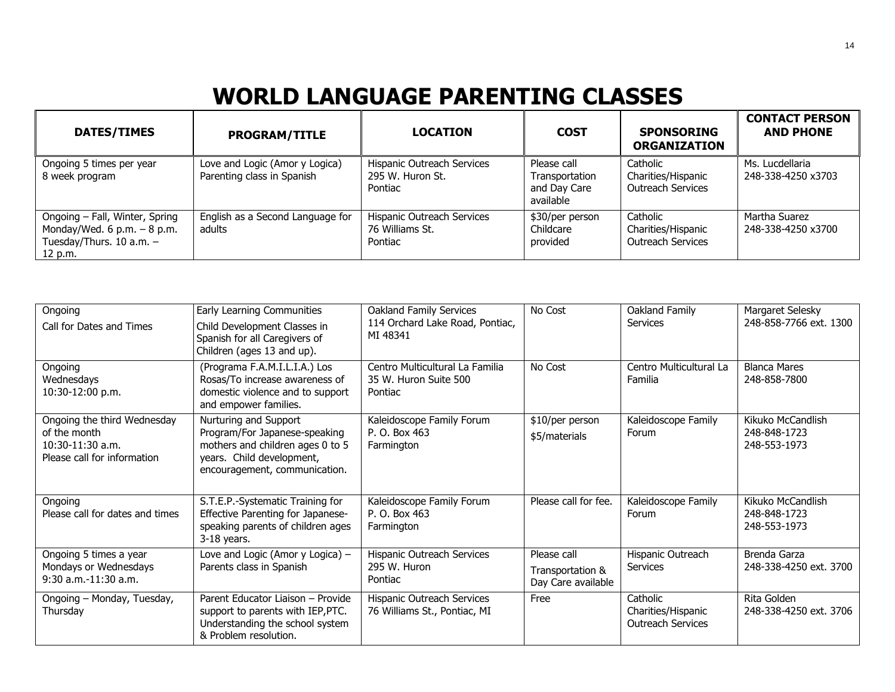# WORLD LANGUAGE PARENTING CLASSES

| DATES/TIMES | PROGRAM/TITLE | LOCATION | COST | SPONSORING ORGANIZATION | CONTACT PERSON AND PHONE |
|---|---|---|---|---|---|
| Ongoing 5 times per year<br>8 week program | Love and Logic (Amor y Logica) Parenting class in Spanish | Hispanic Outreach Services<br>295 W. Huron St.<br>Pontiac | Please call<br>Transportation and Day Care available | Catholic Charities/Hispanic Outreach Services | Ms. Lucdellaria<br>248-338-4250 x3703 |
| Ongoing – Fall, Winter, Spring<br>Monday/Wed. 6 p.m. – 8 p.m.<br>Tuesday/Thurs. 10 a.m. – 12 p.m. | English as a Second Language for adults | Hispanic Outreach Services<br>76 Williams St.<br>Pontiac | $30/per person<br>Childcare provided | Catholic Charities/Hispanic Outreach Services | Martha Suarez<br>248-338-4250 x3700 |
| Ongoing<br>Call for Dates and Times | Early Learning Communities<br>Child Development Classes in Spanish for all Caregivers of Children (ages 13 and up). | Oakland Family Services<br>114 Orchard Lake Road, Pontiac, MI 48341 | No Cost | Oakland Family Services | Margaret Selesky<br>248-858-7766 ext. 1300 |
| Ongoing<br>Wednesdays<br>10:30-12:00 p.m. | (Programa F.A.M.I.L.I.A.) Los Rosas/To increase awareness of domestic violence and to support and empower families. | Centro Multicultural La Familia<br>35 W. Huron Suite 500<br>Pontiac | No Cost | Centro Multicultural La Familia | Blanca Mares<br>248-858-7800 |
| Ongoing the third Wednesday of the month<br>10:30-11:30 a.m.<br>Please call for information | Nurturing and Support Program/For Japanese-speaking mothers and children ages 0 to 5 years. Child development, encouragement, communication. | Kaleidoscope Family Forum<br>P. O. Box 463<br>Farmington | $10/per person<br>$5/materials | Kaleidoscope Family Forum | Kikuko McCandlish<br>248-848-1723<br>248-553-1973 |
| Ongoing<br>Please call for dates and times | S.T.E.P.-Systematic Training for Effective Parenting for Japanese-speaking parents of children ages 3-18 years. | Kaleidoscope Family Forum<br>P. O. Box 463<br>Farmington | Please call for fee. | Kaleidoscope Family Forum | Kikuko McCandlish<br>248-848-1723<br>248-553-1973 |
| Ongoing 5 times a year<br>Mondays or Wednesdays<br>9:30 a.m.-11:30 a.m. | Love and Logic (Amor y Logica) – Parents class in Spanish | Hispanic Outreach Services<br>295 W. Huron<br>Pontiac | Please call<br>Transportation & Day Care available | Hispanic Outreach Services | Brenda Garza<br>248-338-4250 ext. 3700 |
| Ongoing – Monday, Tuesday, Thursday | Parent Educator Liaison – Provide support to parents with IEP,PTC. Understanding the school system & Problem resolution. | Hispanic Outreach Services<br>76 Williams St., Pontiac, MI | Free | Catholic Charities/Hispanic Outreach Services | Rita Golden<br>248-338-4250 ext. 3706 |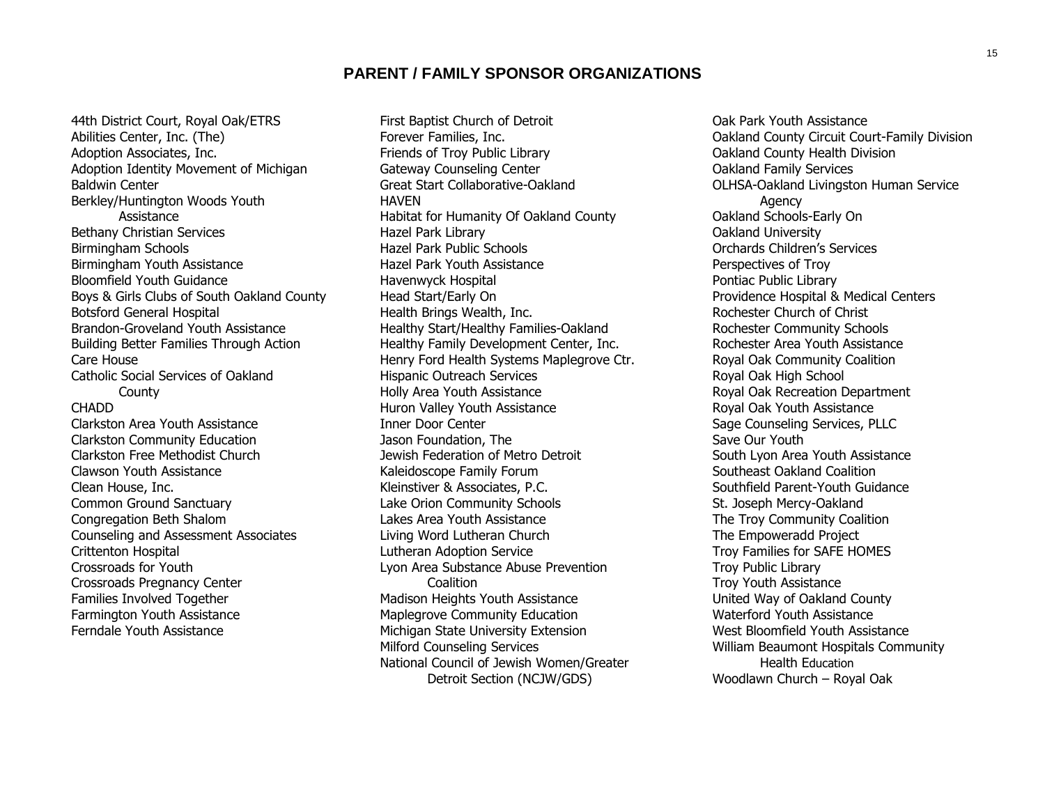## PARENT / FAMILY SPONSOR ORGANIZATIONS

44th District Court, Royal Oak/ETRS
Abilities Center, Inc. (The)
Adoption Associates, Inc.
Adoption Identity Movement of Michigan
Baldwin Center
Berkley/Huntington Woods Youth Assistance
Bethany Christian Services
Birmingham Schools
Birmingham Youth Assistance
Bloomfield Youth Guidance
Boys & Girls Clubs of South Oakland County
Botsford General Hospital
Brandon-Groveland Youth Assistance
Building Better Families Through Action
Care House
Catholic Social Services of Oakland County
CHADD
Clarkston Area Youth Assistance
Clarkston Community Education
Clarkston Free Methodist Church
Clawson Youth Assistance
Clean House, Inc.
Common Ground Sanctuary
Congregation Beth Shalom
Counseling and Assessment Associates
Crittenton Hospital
Crossroads for Youth
Crossroads Pregnancy Center
Families Involved Together
Farmington Youth Assistance
Ferndale Youth Assistance

First Baptist Church of Detroit
Forever Families, Inc.
Friends of Troy Public Library
Gateway Counseling Center
Great Start Collaborative-Oakland
HAVEN
Habitat for Humanity Of Oakland County
Hazel Park Library
Hazel Park Public Schools
Hazel Park Youth Assistance
Havenwyck Hospital
Head Start/Early On
Health Brings Wealth, Inc.
Healthy Start/Healthy Families-Oakland
Healthy Family Development Center, Inc.
Henry Ford Health Systems Maplegrove Ctr.
Hispanic Outreach Services
Holly Area Youth Assistance
Huron Valley Youth Assistance
Inner Door Center
Jason Foundation, The
Jewish Federation of Metro Detroit
Kaleidoscope Family Forum
Kleinstiver & Associates, P.C.
Lake Orion Community Schools
Lakes Area Youth Assistance
Living Word Lutheran Church
Lutheran Adoption Service
Lyon Area Substance Abuse Prevention Coalition
Madison Heights Youth Assistance
Maplegrove Community Education
Michigan State University Extension
Milford Counseling Services
National Council of Jewish Women/Greater Detroit Section (NCJW/GDS)

Oak Park Youth Assistance
Oakland County Circuit Court-Family Division
Oakland County Health Division
Oakland Family Services
OLHSA-Oakland Livingston Human Service Agency
Oakland Schools-Early On
Oakland University
Orchards Children's Services
Perspectives of Troy
Pontiac Public Library
Providence Hospital & Medical Centers
Rochester Church of Christ
Rochester Community Schools
Rochester Area Youth Assistance
Royal Oak Community Coalition
Royal Oak High School
Royal Oak Recreation Department
Royal Oak Youth Assistance
Sage Counseling Services, PLLC
Save Our Youth
South Lyon Area Youth Assistance
Southeast Oakland Coalition
Southfield Parent-Youth Guidance
St. Joseph Mercy-Oakland
The Troy Community Coalition
The Empoweradd Project
Troy Families for SAFE HOMES
Troy Public Library
Troy Youth Assistance
United Way of Oakland County
Waterford Youth Assistance
West Bloomfield Youth Assistance
William Beaumont Hospitals Community Health Education
Woodlawn Church – Royal Oak